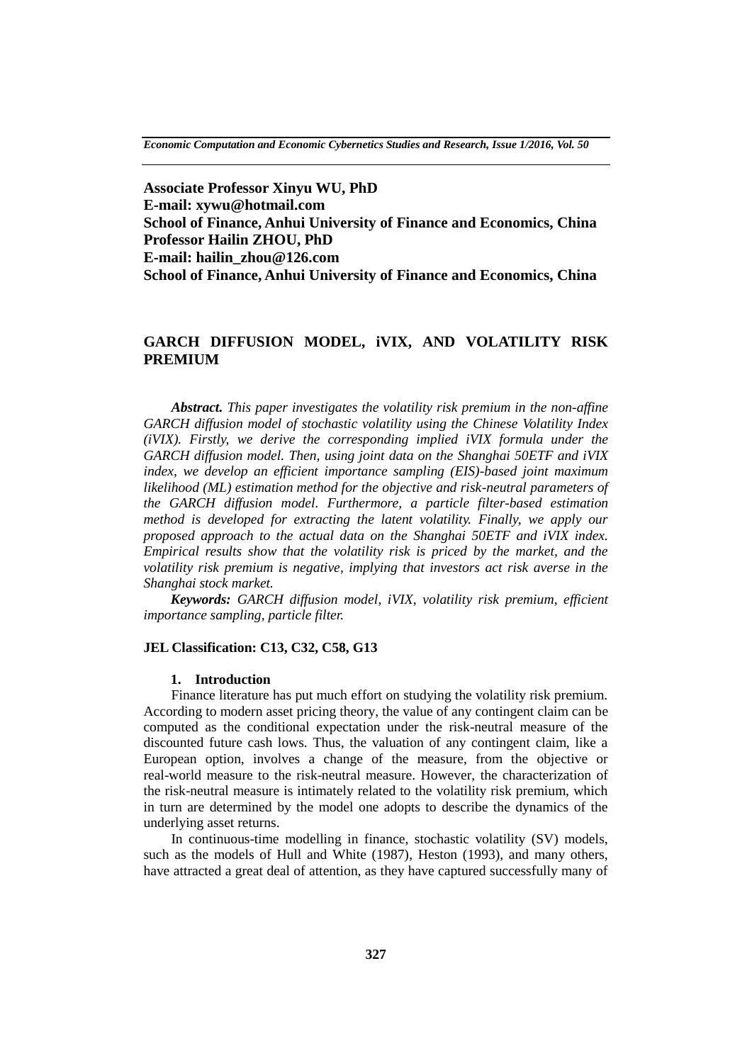**Associate Professor Xinyu WU, PhD**
**E-mail: xywu@hotmail.com**
**School of Finance, Anhui University of Finance and Economics, China**
**Professor Hailin ZHOU, PhD**
**E-mail: hailin_zhou@126.com**
**School of Finance, Anhui University of Finance and Economics, China**

# GARCH DIFFUSION MODEL, iVIX, AND VOLATILITY RISK PREMIUM

***Abstract.*** *This paper investigates the volatility risk premium in the non-affine GARCH diffusion model of stochastic volatility using the Chinese Volatility Index (iVIX). Firstly, we derive the corresponding implied iVIX formula under the GARCH diffusion model. Then, using joint data on the Shanghai 50ETF and iVIX index, we develop an efficient importance sampling (EIS)-based joint maximum likelihood (ML) estimation method for the objective and risk-neutral parameters of the GARCH diffusion model. Furthermore, a particle filter-based estimation method is developed for extracting the latent volatility. Finally, we apply our proposed approach to the actual data on the Shanghai 50ETF and iVIX index. Empirical results show that the volatility risk is priced by the market, and the volatility risk premium is negative, implying that investors act risk averse in the Shanghai stock market.*

***Keywords:*** *GARCH diffusion model, iVIX, volatility risk premium, efficient importance sampling, particle filter.*

**JEL Classification: C13, C32, C58, G13**

## 1. Introduction

Finance literature has put much effort on studying the volatility risk premium. According to modern asset pricing theory, the value of any contingent claim can be computed as the conditional expectation under the risk-neutral measure of the discounted future cash lows. Thus, the valuation of any contingent claim, like a European option, involves a change of the measure, from the objective or real-world measure to the risk-neutral measure. However, the characterization of the risk-neutral measure is intimately related to the volatility risk premium, which in turn are determined by the model one adopts to describe the dynamics of the underlying asset returns.

In continuous-time modelling in finance, stochastic volatility (SV) models, such as the models of Hull and White (1987), Heston (1993), and many others, have attracted a great deal of attention, as they have captured successfully many of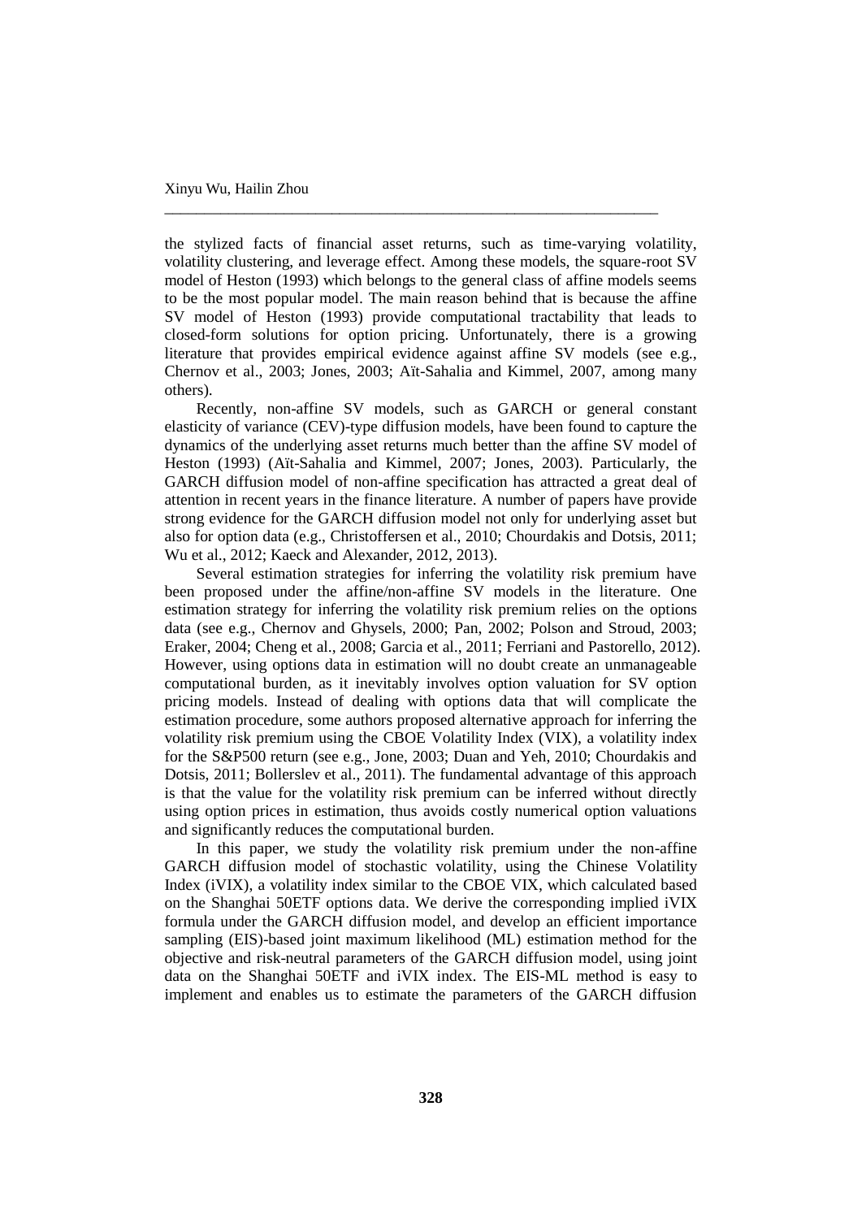the stylized facts of financial asset returns, such as time-varying volatility, volatility clustering, and leverage effect. Among these models, the square-root SV model of Heston (1993) which belongs to the general class of affine models seems to be the most popular model. The main reason behind that is because the affine SV model of Heston (1993) provide computational tractability that leads to closed-form solutions for option pricing. Unfortunately, there is a growing literature that provides empirical evidence against affine SV models (see e.g., Chernov et al., 2003; Jones, 2003; Aït-Sahalia and Kimmel, 2007, among many others).

Recently, non-affine SV models, such as GARCH or general constant elasticity of variance (CEV)-type diffusion models, have been found to capture the dynamics of the underlying asset returns much better than the affine SV model of Heston (1993) (Aït-Sahalia and Kimmel, 2007; Jones, 2003). Particularly, the GARCH diffusion model of non-affine specification has attracted a great deal of attention in recent years in the finance literature. A number of papers have provide strong evidence for the GARCH diffusion model not only for underlying asset but also for option data (e.g., Christoffersen et al., 2010; Chourdakis and Dotsis, 2011; Wu et al., 2012; Kaeck and Alexander, 2012, 2013).

Several estimation strategies for inferring the volatility risk premium have been proposed under the affine/non-affine SV models in the literature. One estimation strategy for inferring the volatility risk premium relies on the options data (see e.g., Chernov and Ghysels, 2000; Pan, 2002; Polson and Stroud, 2003; Eraker, 2004; Cheng et al., 2008; Garcia et al., 2011; Ferriani and Pastorello, 2012). However, using options data in estimation will no doubt create an unmanageable computational burden, as it inevitably involves option valuation for SV option pricing models. Instead of dealing with options data that will complicate the estimation procedure, some authors proposed alternative approach for inferring the volatility risk premium using the CBOE Volatility Index (VIX), a volatility index for the S&P500 return (see e.g., Jone, 2003; Duan and Yeh, 2010; Choudakis and Dotsis, 2011; Bollerslev et al., 2011). The fundamental advantage of this approach is that the value for the volatility risk premium can be inferred without directly using option prices in estimation, thus avoids costly numerical option valuations and significantly reduces the computational burden.

In this paper, we study the volatility risk premium under the non-affine GARCH diffusion model of stochastic volatility, using the Chinese Volatility Index (iVIX), a volatility index similar to the CBOE VIX, which calculated based on the Shanghai 50ETF options data. We derive the corresponding implied iVIX formula under the GARCH diffusion model, and develop an efficient importance sampling (EIS)-based joint maximum likelihood (ML) estimation method for the objective and risk-neutral parameters of the GARCH diffusion model, using joint data on the Shanghai 50ETF and iVIX index. The EIS-ML method is easy to implement and enables us to estimate the parameters of the GARCH diffusion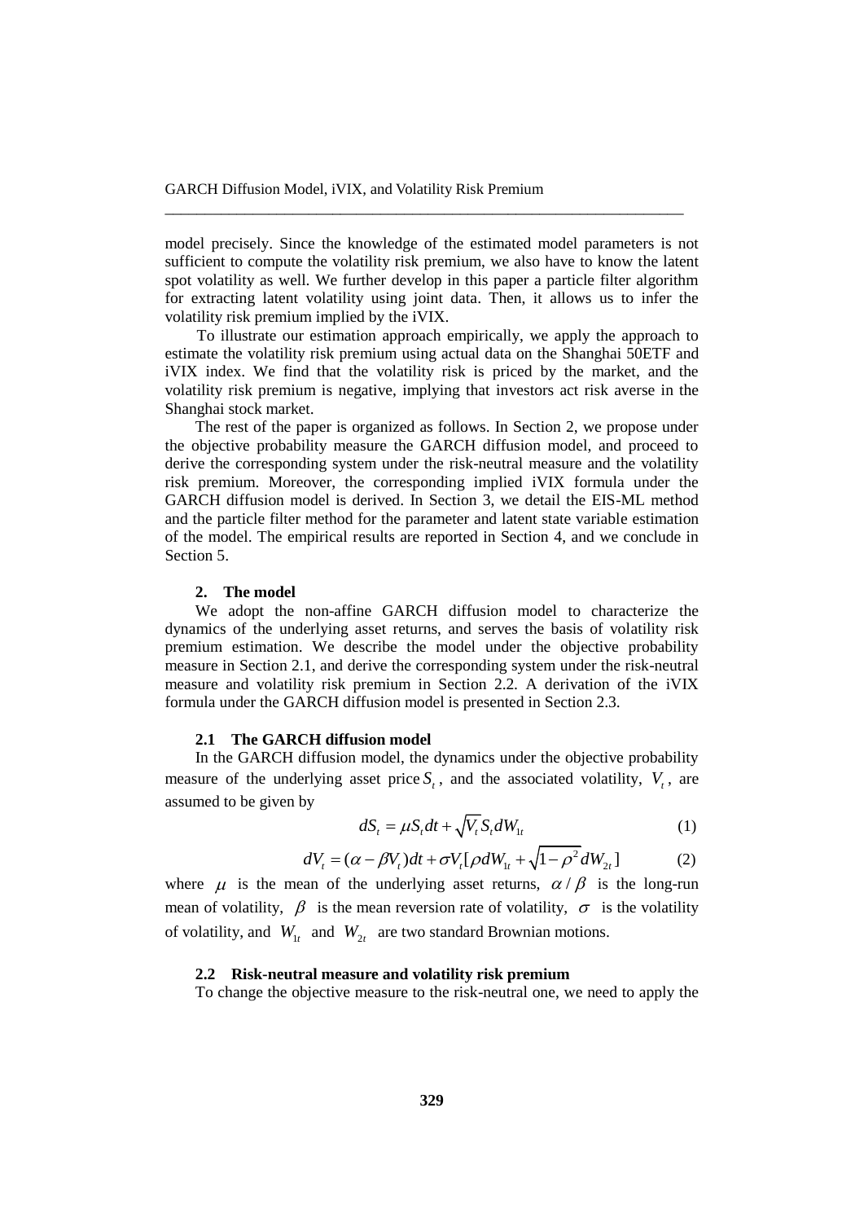model precisely. Since the knowledge of the estimated model parameters is not sufficient to compute the volatility risk premium, we also have to know the latent spot volatility as well. We further develop in this paper a particle filter algorithm for extracting latent volatility using joint data. Then, it allows us to infer the volatility risk premium implied by the iVIX.

To illustrate our estimation approach empirically, we apply the approach to estimate the volatility risk premium using actual data on the Shanghai 50ETF and iVIX index. We find that the volatility risk is priced by the market, and the volatility risk premium is negative, implying that investors act risk averse in the Shanghai stock market.

The rest of the paper is organized as follows. In Section 2, we propose under the objective probability measure the GARCH diffusion model, and proceed to derive the corresponding system under the risk-neutral measure and the volatility risk premium. Moreover, the corresponding implied iVIX formula under the GARCH diffusion model is derived. In Section 3, we detail the EIS-ML method and the particle filter method for the parameter and latent state variable estimation of the model. The empirical results are reported in Section 4, and we conclude in Section 5.

## 2. The model

We adopt the non-affine GARCH diffusion model to characterize the dynamics of the underlying asset returns, and serves the basis of volatility risk premium estimation. We describe the model under the objective probability measure in Section 2.1, and derive the corresponding system under the risk-neutral measure and volatility risk premium in Section 2.2. A derivation of the iVIX formula under the GARCH diffusion model is presented in Section 2.3.

### 2.1 The GARCH diffusion model

In the GARCH diffusion model, the dynamics under the objective probability measure of the underlying asset price $S_t$, and the associated volatility, $V_t$, are assumed to be given by

$$dS_t = \mu S_t dt + \sqrt{V_t} S_t dW_{1t} \tag{1}$$

$$dV_t = (\alpha - \beta V_t)dt + \sigma V_t [\rho dW_{1t} + \sqrt{1-\rho^2} dW_{2t}] \tag{2}$$

where $\mu$ is the mean of the underlying asset returns, $\alpha / \beta$ is the long-run mean of volatility, $\beta$ is the mean reversion rate of volatility, $\sigma$ is the volatility of volatility, and $W_{1t}$ and $W_{2t}$ are two standard Brownian motions.

### 2.2 Risk-neutral measure and volatility risk premium

To change the objective measure to the risk-neutral one, we need to apply the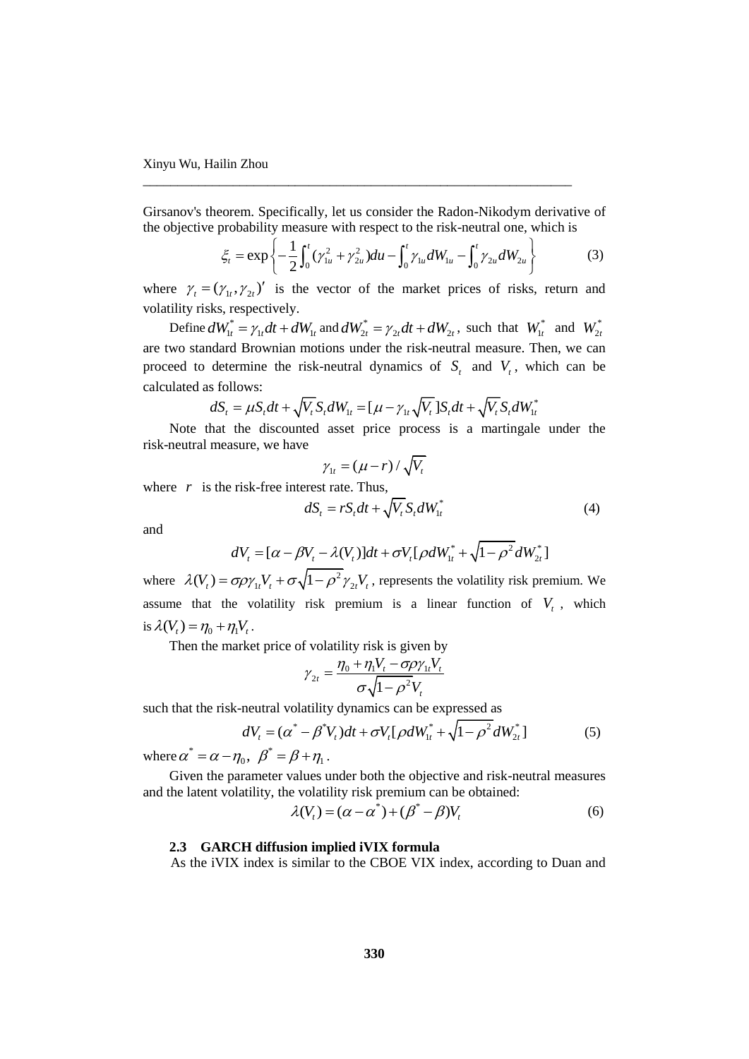Girsanov's theorem. Specifically, let us consider the Radon-Nikodym derivative of the objective probability measure with respect to the risk-neutral one, which is

$$\xi_t = \exp\left\{-\frac{1}{2}\int_0^t (\gamma_{1u}^2 + \gamma_{2u}^2)du - \int_0^t \gamma_{1u} dW_{1u} - \int_0^t \gamma_{2u} dW_{2u}\right\} \tag{3}$$

where $\gamma_t = (\gamma_{1t}, \gamma_{2t})'$ is the vector of the market prices of risks, return and volatility risks, respectively.

Define $dW_{1t}^* = \gamma_{1t}dt + dW_{1t}$ and $dW_{2t}^* = \gamma_{2t}dt + dW_{2t}$, such that $W_{1t}^*$ and $W_{2t}^*$ are two standard Brownian motions under the risk-neutral measure. Then, we can proceed to determine the risk-neutral dynamics of $S_t$ and $V_t$, which can be calculated as follows:

$$dS_t = \mu S_t dt + \sqrt{V_t} S_t dW_{1t} = [\mu - \gamma_{1t}\sqrt{V_t}]S_t dt + \sqrt{V_t} S_t dW_{1t}^*$$

Note that the discounted asset price process is a martingale under the risk-neutral measure, we have

$$\gamma_{1t} = (\mu - r)/\sqrt{V_t}$$

where $r$ is the risk-free interest rate. Thus,

$$dS_t = rS_t dt + \sqrt{V_t} S_t dW_{1t}^* \tag{4}$$

and

$$dV_t = [\alpha - \beta V_t - \lambda(V_t)]dt + \sigma V_t[\rho dW_{1t}^* + \sqrt{1-\rho^2} dW_{2t}^*]$$

where $\lambda(V_t) = \sigma\rho\gamma_{1t}V_t + \sigma\sqrt{1-\rho^2}\gamma_{2t}V_t$, represents the volatility risk premium. We assume that the volatility risk premium is a linear function of $V_t$, which is $\lambda(V_t) = \eta_0 + \eta_1 V_t$.

Then the market price of volatility risk is given by

$$\gamma_{2t} = \frac{\eta_0 + \eta_1 V_t - \sigma\rho\gamma_{1t}V_t}{\sigma\sqrt{1-\rho^2}V_t}$$

such that the risk-neutral volatility dynamics can be expressed as

$$dV_t = (\alpha^* - \beta^* V_t)dt + \sigma V_t[\rho dW_{1t}^* + \sqrt{1-\rho^2} dW_{2t}^*] \tag{5}$$

where $\alpha^* = \alpha - \eta_0$, $\beta^* = \beta + \eta_1$.

Given the parameter values under both the objective and risk-neutral measures and the latent volatility, the volatility risk premium can be obtained:

$$\lambda(V_t) = (\alpha - \alpha^*) + (\beta^* - \beta)V_t \tag{6}$$

### 2.3 GARCH diffusion implied iVIX formula

As the iVIX index is similar to the CBOE VIX index, according to Duan and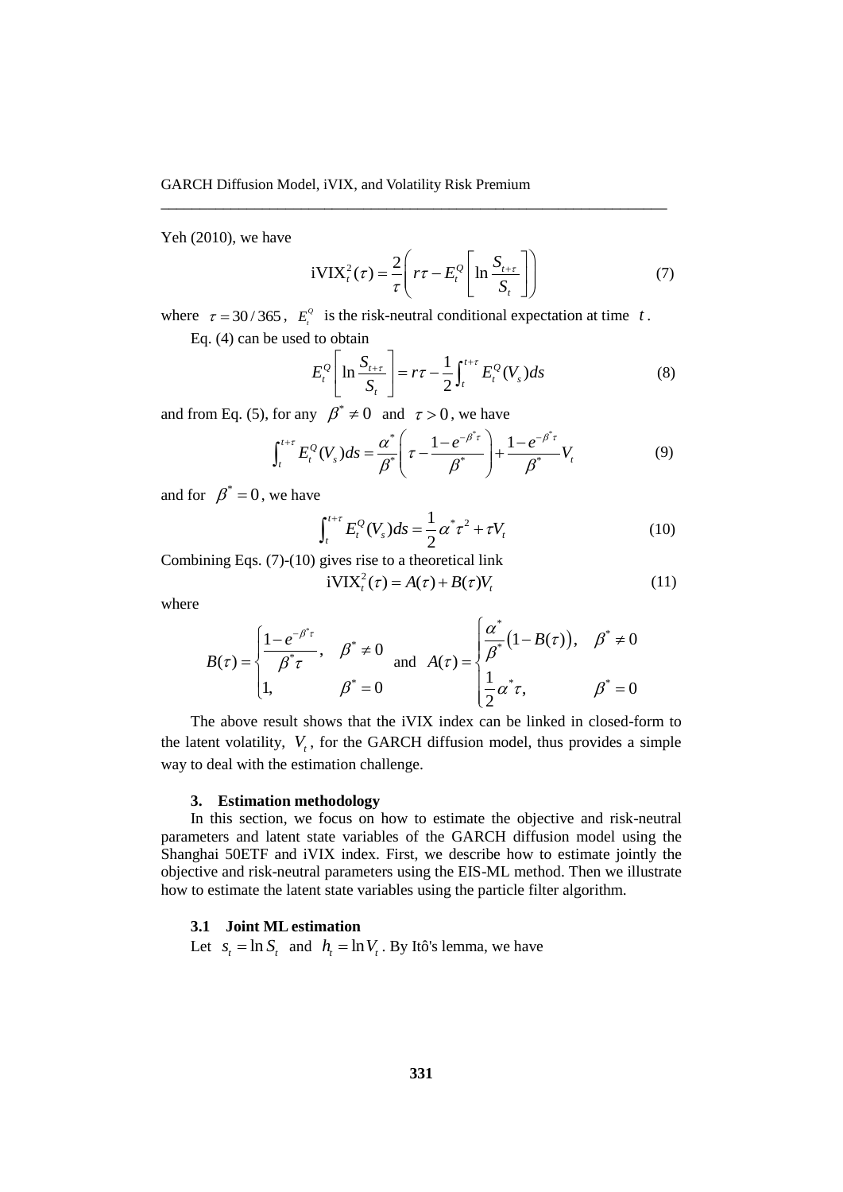Yeh (2010), we have

$$\text{iVIX}_t^2(\tau) = \frac{2}{\tau}\left( r\tau - E_t^Q\left[ \ln \frac{S_{t+\tau}}{S_t} \right] \right) \tag{7}$$

where $\tau = 30/365$, $E_t^Q$ is the risk-neutral conditional expectation at time $t$.

Eq. (4) can be used to obtain

$$E_t^Q\left[ \ln \frac{S_{t+\tau}}{S_t} \right] = r\tau - \frac{1}{2}\int_t^{t+\tau} E_t^Q(V_s)ds \tag{8}$$

and from Eq. (5), for any $\beta^* \neq 0$ and $\tau > 0$, we have

$$\int_t^{t+\tau} E_t^Q(V_s)ds = \frac{\alpha^*}{\beta^*}\left( \tau - \frac{1-e^{-\beta^*\tau}}{\beta^*} \right) + \frac{1-e^{-\beta^*\tau}}{\beta^*}V_t \tag{9}$$

and for $\beta^* = 0$, we have

$$\int_t^{t+\tau} E_t^Q(V_s)ds = \frac{1}{2}\alpha^*\tau^2 + \tau V_t \tag{10}$$

Combining Eqs. (7)-(10) gives rise to a theoretical link

$$\text{iVIX}_t^2(\tau) = A(\tau) + B(\tau)V_t \tag{11}$$

where

$$B(\tau) = \begin{cases} \dfrac{1-e^{-\beta^*\tau}}{\beta^*\tau}, & \beta^* \neq 0 \\ 1, & \beta^* = 0 \end{cases} \quad \text{and} \quad A(\tau) = \begin{cases} \dfrac{\alpha^*}{\beta^*}\big(1 - B(\tau)\big), & \beta^* \neq 0 \\ \dfrac{1}{2}\alpha^*\tau, & \beta^* = 0 \end{cases}$$

The above result shows that the iVIX index can be linked in closed-form to the latent volatility, $V_t$, for the GARCH diffusion model, thus provides a simple way to deal with the estimation challenge.

## 3. Estimation methodology

In this section, we focus on how to estimate the objective and risk-neutral parameters and latent state variables of the GARCH diffusion model using the Shanghai 50ETF and iVIX index. First, we describe how to estimate jointly the objective and risk-neutral parameters using the EIS-ML method. Then we illustrate how to estimate the latent state variables using the particle filter algorithm.

### 3.1 Joint ML estimation

Let $s_t = \ln S_t$ and $h_t = \ln V_t$. By Itô's lemma, we have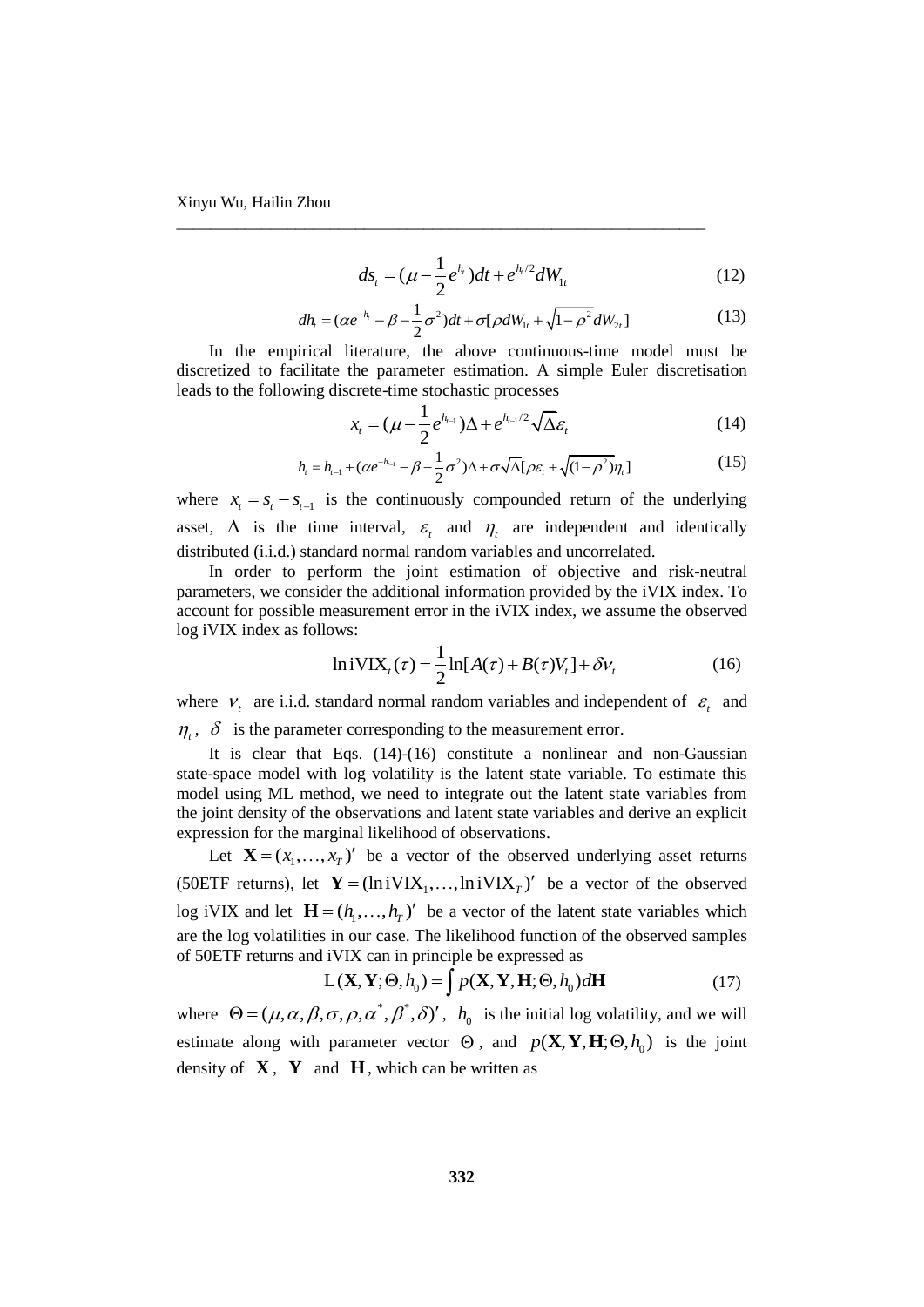$$ds_t = (\mu - \frac{1}{2}e^{h_t})dt + e^{h_t/2}dW_{1t} \tag{12}$$

$$dh_t = (\alpha e^{-h_t} - \beta - \frac{1}{2}\sigma^2)dt + \sigma[\rho dW_{1t} + \sqrt{1-\rho^2}dW_{2t}] \tag{13}$$

In the empirical literature, the above continuous-time model must be discretized to facilitate the parameter estimation. A simple Euler discretisation leads to the following discrete-time stochastic processes

$$x_t = (\mu - \frac{1}{2}e^{h_{t-1}})\Delta + e^{h_{t-1}/2}\sqrt{\Delta}\varepsilon_t \tag{14}$$

$$h_t = h_{t-1} + (\alpha e^{-h_{t-1}} - \beta - \frac{1}{2}\sigma^2)\Delta + \sigma\sqrt{\Delta}[\rho\varepsilon_t + \sqrt{(1-\rho^2)}\eta_t] \tag{15}$$

where $x_t = s_t - s_{t-1}$ is the continuously compounded return of the underlying asset, $\Delta$ is the time interval, $\varepsilon_t$ and $\eta_t$ are independent and identically distributed (i.i.d.) standard normal random variables and uncorrelated.

In order to perform the joint estimation of objective and risk-neutral parameters, we consider the additional information provided by the iVIX index. To account for possible measurement error in the iVIX index, we assume the observed log iVIX index as follows:

$$\ln \text{iVIX}_t(\tau) = \frac{1}{2}\ln[A(\tau) + B(\tau)V_t] + \delta\nu_t \tag{16}$$

where $\nu_t$ are i.i.d. standard normal random variables and independent of $\varepsilon_t$ and $\eta_t$, $\delta$ is the parameter corresponding to the measurement error.

It is clear that Eqs. (14)-(16) constitute a nonlinear and non-Gaussian state-space model with log volatility is the latent state variable. To estimate this model using ML method, we need to integrate out the latent state variables from the joint density of the observations and latent state variables and derive an explicit expression for the marginal likelihood of observations.

Let $\mathbf{X} = (x_1, \ldots, x_T)'$ be a vector of the observed underlying asset returns (50ETF returns), let $\mathbf{Y} = (\ln \text{iVIX}_1, \ldots, \ln \text{iVIX}_T)'$ be a vector of the observed log iVIX and let $\mathbf{H} = (h_1, \ldots, h_T)'$ be a vector of the latent state variables which are the log volatilities in our case. The likelihood function of the observed samples of 50ETF returns and iVIX can in principle be expressed as

$$\text{L}(\mathbf{X}, \mathbf{Y}; \Theta, h_0) = \int p(\mathbf{X}, \mathbf{Y}, \mathbf{H}; \Theta, h_0)d\mathbf{H} \tag{17}$$

where $\Theta = (\mu, \alpha, \beta, \sigma, \rho, \alpha^*, \beta^*, \delta)'$, $h_0$ is the initial log volatility, and we will estimate along with parameter vector $\Theta$, and $p(\mathbf{X}, \mathbf{Y}, \mathbf{H}; \Theta, h_0)$ is the joint density of $\mathbf{X}$, $\mathbf{Y}$ and $\mathbf{H}$, which can be written as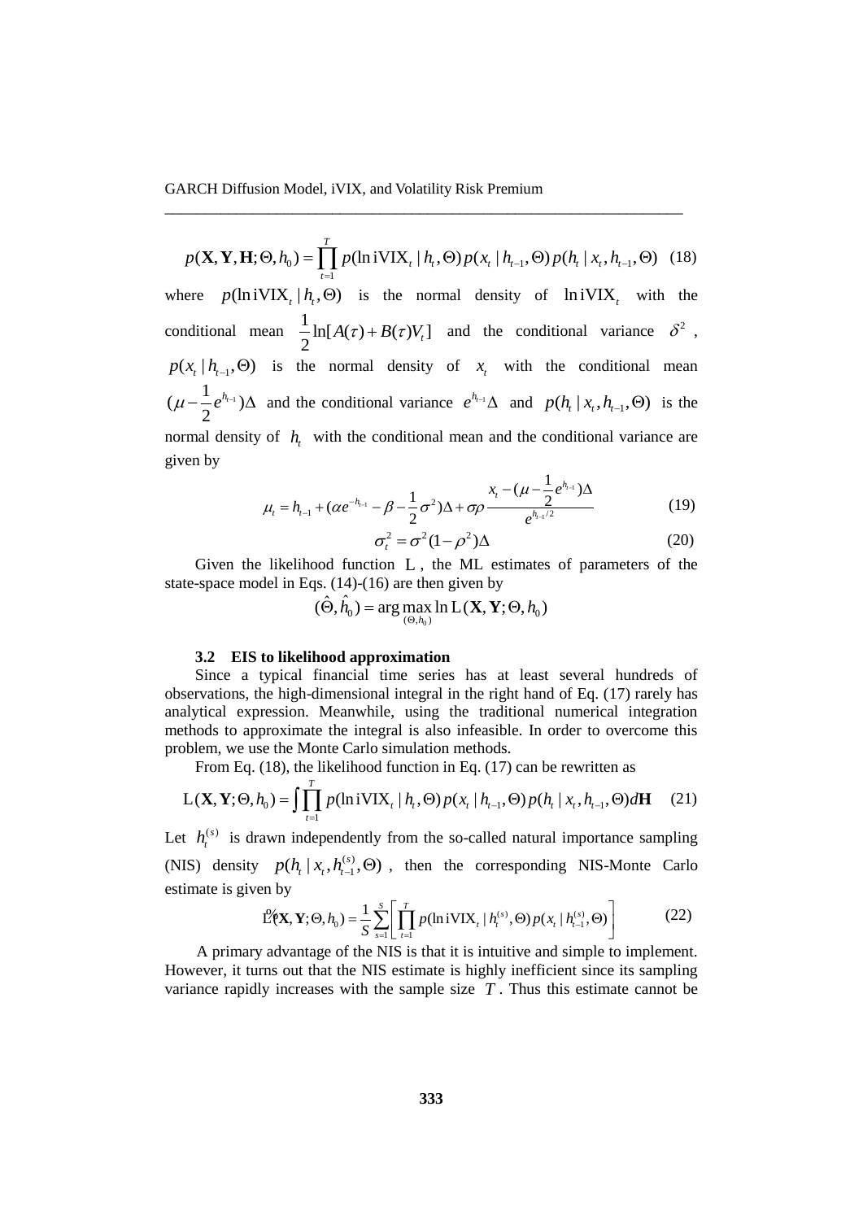$$p(\mathbf{X},\mathbf{Y},\mathbf{H};\Theta,h_0)=\prod_{t=1}^{T}p(\ln \mathrm{iVIX}_t\mid h_t,\Theta)\,p(x_t\mid h_{t-1},\Theta)\,p(h_t\mid x_t,h_{t-1},\Theta) \quad (18)$$

where $p(\ln \mathrm{iVIX}_t \mid h_t,\Theta)$ is the normal density of $\ln \mathrm{iVIX}_t$ with the conditional mean $\frac{1}{2}\ln[A(\tau)+B(\tau)V_t]$ and the conditional variance $\delta^2$, $p(x_t \mid h_{t-1},\Theta)$ is the normal density of $x_t$ with the conditional mean $(\mu-\frac{1}{2}e^{h_{t-1}})\Delta$ and the conditional variance $e^{h_{t-1}}\Delta$ and $p(h_t \mid x_t,h_{t-1},\Theta)$ is the normal density of $h_t$ with the conditional mean and the conditional variance are given by

$$\mu_t=h_{t-1}+(\alpha e^{-h_{t-1}}-\beta-\frac{1}{2}\sigma^2)\Delta+\sigma\rho\frac{x_t-(\mu-\frac{1}{2}e^{h_{t-1}})\Delta}{e^{h_{t-1}/2}} \quad (19)$$

$$\sigma_t^2=\sigma^2(1-\rho^2)\Delta \quad (20)$$

Given the likelihood function $\mathrm{L}$, the ML estimates of parameters of the state-space model in Eqs. (14)-(16) are then given by

$$(\hat{\Theta},\hat{h}_0)=\arg\max_{(\Theta,h_0)}\ln \mathrm{L}(\mathbf{X},\mathbf{Y};\Theta,h_0)$$

### 3.2 EIS to likelihood approximation

Since a typical financial time series has at least several hundreds of observations, the high-dimensional integral in the right hand of Eq. (17) rarely has analytical expression. Meanwhile, using the traditional numerical integration methods to approximate the integral is also infeasible. In order to overcome this problem, we use the Monte Carlo simulation methods.

From Eq. (18), the likelihood function in Eq. (17) can be rewritten as

$$\mathrm{L}(\mathbf{X},\mathbf{Y};\Theta,h_0)=\int\prod_{t=1}^{T}p(\ln \mathrm{iVIX}_t\mid h_t,\Theta)\,p(x_t\mid h_{t-1},\Theta)\,p(h_t\mid x_t,h_{t-1},\Theta)\,d\mathbf{H} \quad (21)$$

Let $h_t^{(s)}$ is drawn independently from the so-called natural importance sampling (NIS) density $p(h_t \mid x_t,h_{t-1}^{(s)},\Theta)$, then the corresponding NIS-Monte Carlo estimate is given by

$$\tilde{\mathrm{L}}(\mathbf{X},\mathbf{Y};\Theta,h_0)=\frac{1}{S}\sum_{s=1}^{S}\left[\prod_{t=1}^{T}p(\ln \mathrm{iVIX}_t\mid h_t^{(s)},\Theta)\,p(x_t\mid h_{t-1}^{(s)},\Theta)\right] \quad (22)$$

A primary advantage of the NIS is that it is intuitive and simple to implement. However, it turns out that the NIS estimate is highly inefficient since its sampling variance rapidly increases with the sample size $T$. Thus this estimate cannot be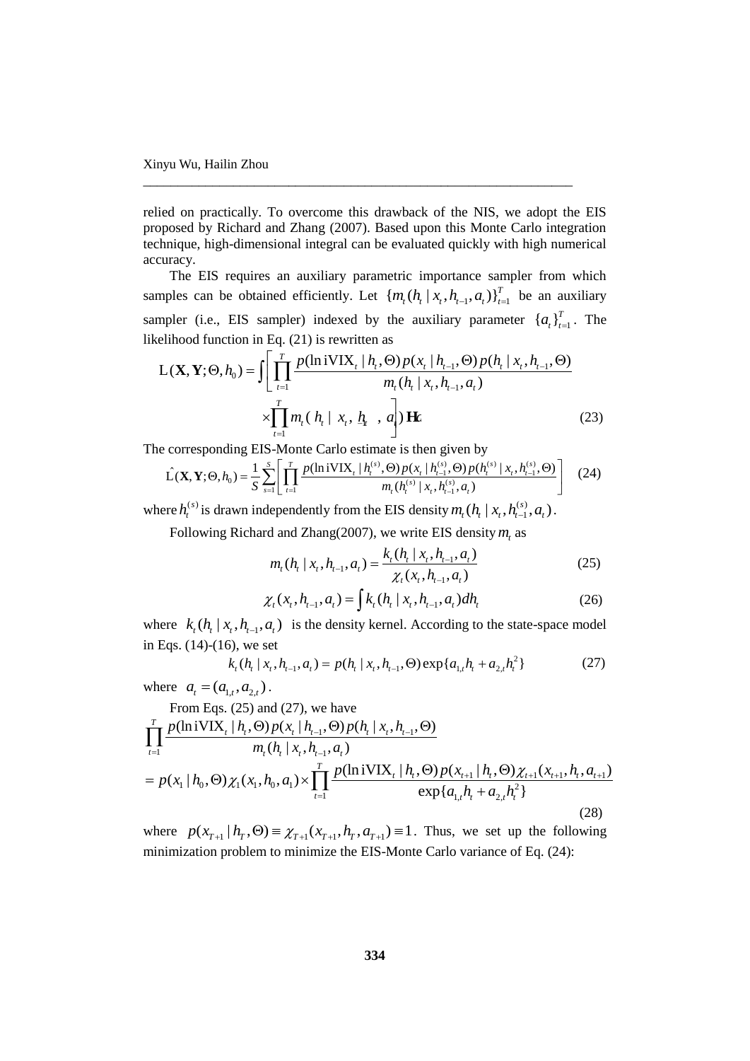relied on practically. To overcome this drawback of the NIS, we adopt the EIS proposed by Richard and Zhang (2007). Based upon this Monte Carlo integration technique, high-dimensional integral can be evaluated quickly with high numerical accuracy.

The EIS requires an auxiliary parametric importance sampler from which samples can be obtained efficiently. Let $\{m_t(h_t \mid x_t, h_{t-1}, a_t)\}_{t=1}^{T}$ be an auxiliary sampler (i.e., EIS sampler) indexed by the auxiliary parameter $\{a_t\}_{t=1}^{T}$. The likelihood function in Eq. (21) is rewritten as

$$\mathrm{L}(\mathbf{X}, \mathbf{Y}; \Theta, h_0) = \int \left[ \prod_{t=1}^{T} \frac{p(\ln \mathrm{iVIX}_t \mid h_t, \Theta) p(x_t \mid h_{t-1}, \Theta) p(h_t \mid x_t, h_{t-1}, \Theta)}{m_t(h_t \mid x_t, h_{t-1}, a_t)} \times \prod_{t=1}^{T} m_t(h_t \mid x_t, h_{t-1}, a_t) \right] d\mathbf{H} \tag{23}$$

The corresponding EIS-Monte Carlo estimate is then given by

$$\hat{\mathrm{L}}(\mathbf{X}, \mathbf{Y}; \Theta, h_0) = \frac{1}{S} \sum_{s=1}^{S} \left[ \prod_{t=1}^{T} \frac{p(\ln \mathrm{iVIX}_t \mid h_t^{(s)}, \Theta) p(x_t \mid h_{t-1}^{(s)}, \Theta) p(h_t^{(s)} \mid x_t, h_{t-1}^{(s)}, \Theta)}{m_t(h_t^{(s)} \mid x_t, h_{t-1}^{(s)}, a_t)} \right] \tag{24}$$

where $h_t^{(s)}$ is drawn independently from the EIS density $m_t(h_t \mid x_t, h_{t-1}^{(s)}, a_t)$.

Following Richard and Zhang(2007), we write EIS density $m_t$ as

$$m_t(h_t \mid x_t, h_{t-1}, a_t) = \frac{k_t(h_t \mid x_t, h_{t-1}, a_t)}{\chi_t(x_t, h_{t-1}, a_t)} \tag{25}$$

$$\chi_t(x_t, h_{t-1}, a_t) = \int k_t(h_t \mid x_t, h_{t-1}, a_t) dh_t \tag{26}$$

where $k_t(h_t \mid x_t, h_{t-1}, a_t)$ is the density kernel. According to the state-space model in Eqs. (14)-(16), we set

$$k_t(h_t \mid x_t, h_{t-1}, a_t) = p(h_t \mid x_t, h_{t-1}, \Theta) \exp\{a_{1,t} h_t + a_{2,t} h_t^2\} \tag{27}$$

where $a_t = (a_{1,t}, a_{2,t})$.

From Eqs. (25) and (27), we have

$$\prod_{t=1}^{T} \frac{p(\ln \mathrm{iVIX}_t \mid h_t, \Theta) p(x_t \mid h_{t-1}, \Theta) p(h_t \mid x_t, h_{t-1}, \Theta)}{m_t(h_t \mid x_t, h_{t-1}, a_t)}$$
$$= p(x_1 \mid h_0, \Theta) \chi_1(x_1, h_0, a_1) \times \prod_{t=1}^{T} \frac{p(\ln \mathrm{iVIX}_t \mid h_t, \Theta) p(x_{t+1} \mid h_t, \Theta) \chi_{t+1}(x_{t+1}, h_t, a_{t+1})}{\exp\{a_{1,t} h_t + a_{2,t} h_t^2\}} \tag{28}$$

where $p(x_{T+1} \mid h_T, \Theta) \equiv \chi_{T+1}(x_{T+1}, h_T, a_{T+1}) \equiv 1$. Thus, we set up the following minimization problem to minimize the EIS-Monte Carlo variance of Eq. (24):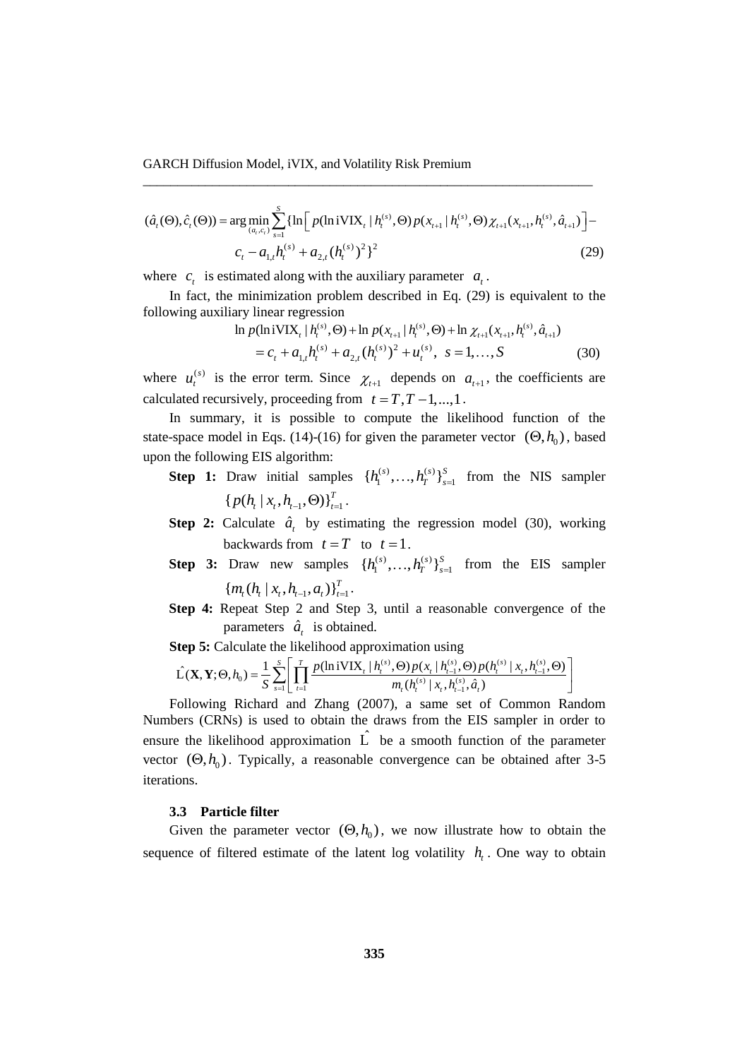$$(\hat{a}_t(\Theta), \hat{c}_t(\Theta)) = \arg\min_{(a_t, c_t)} \sum_{s=1}^{S} \{\ln\left[ p(\ln \mathrm{iVIX}_t \mid h_t^{(s)}, \Theta) p(x_{t+1} \mid h_t^{(s)}, \Theta) \chi_{t+1}(x_{t+1}, h_t^{(s)}, \hat{a}_{t+1}) \right] -$$
$$c_t - a_{1,t} h_t^{(s)} + a_{2,t} (h_t^{(s)})^2 \}^2 \tag{29}$$

where $c_t$ is estimated along with the auxiliary parameter $a_t$.

In fact, the minimization problem described in Eq. (29) is equivalent to the following auxiliary linear regression

$$\ln p(\ln \mathrm{iVIX}_t \mid h_t^{(s)}, \Theta) + \ln p(x_{t+1} \mid h_t^{(s)}, \Theta) + \ln \chi_{t+1}(x_{t+1}, h_t^{(s)}, \hat{a}_{t+1})$$
$$= c_t + a_{1,t} h_t^{(s)} + a_{2,t} (h_t^{(s)})^2 + u_t^{(s)}, \quad s = 1, \ldots, S \tag{30}$$

where $u_t^{(s)}$ is the error term. Since $\chi_{t+1}$ depends on $a_{t+1}$, the coefficients are calculated recursively, proceeding from $t = T, T-1, \ldots, 1$.

In summary, it is possible to compute the likelihood function of the state-space model in Eqs. (14)-(16) for given the parameter vector $(\Theta, h_0)$, based upon the following EIS algorithm:

**Step 1:** Draw initial samples $\{h_1^{(s)}, \ldots, h_T^{(s)}\}_{s=1}^{S}$ from the NIS sampler $\{p(h_t \mid x_t, h_{t-1}, \Theta)\}_{t=1}^{T}$.

**Step 2:** Calculate $\hat{a}_t$ by estimating the regression model (30), working backwards from $t = T$ to $t = 1$.

**Step 3:** Draw new samples $\{h_1^{(s)}, \ldots, h_T^{(s)}\}_{s=1}^{S}$ from the EIS sampler $\{m_t(h_t \mid x_t, h_{t-1}, a_t)\}_{t=1}^{T}$.

**Step 4:** Repeat Step 2 and Step 3, until a reasonable convergence of the parameters $\hat{a}_t$ is obtained.

**Step 5:** Calculate the likelihood approximation using

$$\hat{\mathrm{L}}(\mathbf{X}, \mathbf{Y}; \Theta, h_0) = \frac{1}{S} \sum_{s=1}^{S} \left[ \prod_{t=1}^{T} \frac{p(\ln \mathrm{iVIX}_t \mid h_{t-1}^{(s)}, \Theta) p(x_t \mid h_{t-1}^{(s)}, \Theta) p(h_t^{(s)} \mid x_t, h_{t-1}^{(s)}, \Theta)}{m_t(h_t^{(s)} \mid x_t, h_{t-1}^{(s)}, \hat{a}_t)} \right]$$

Following Richard and Zhang (2007), a same set of Common Random Numbers (CRNs) is used to obtain the draws from the EIS sampler in order to ensure the likelihood approximation $\hat{\mathrm{L}}$ be a smooth function of the parameter vector $(\Theta, h_0)$. Typically, a reasonable convergence can be obtained after 3-5 iterations.

### 3.3 Particle filter

Given the parameter vector $(\Theta, h_0)$, we now illustrate how to obtain the sequence of filtered estimate of the latent log volatility $h_t$. One way to obtain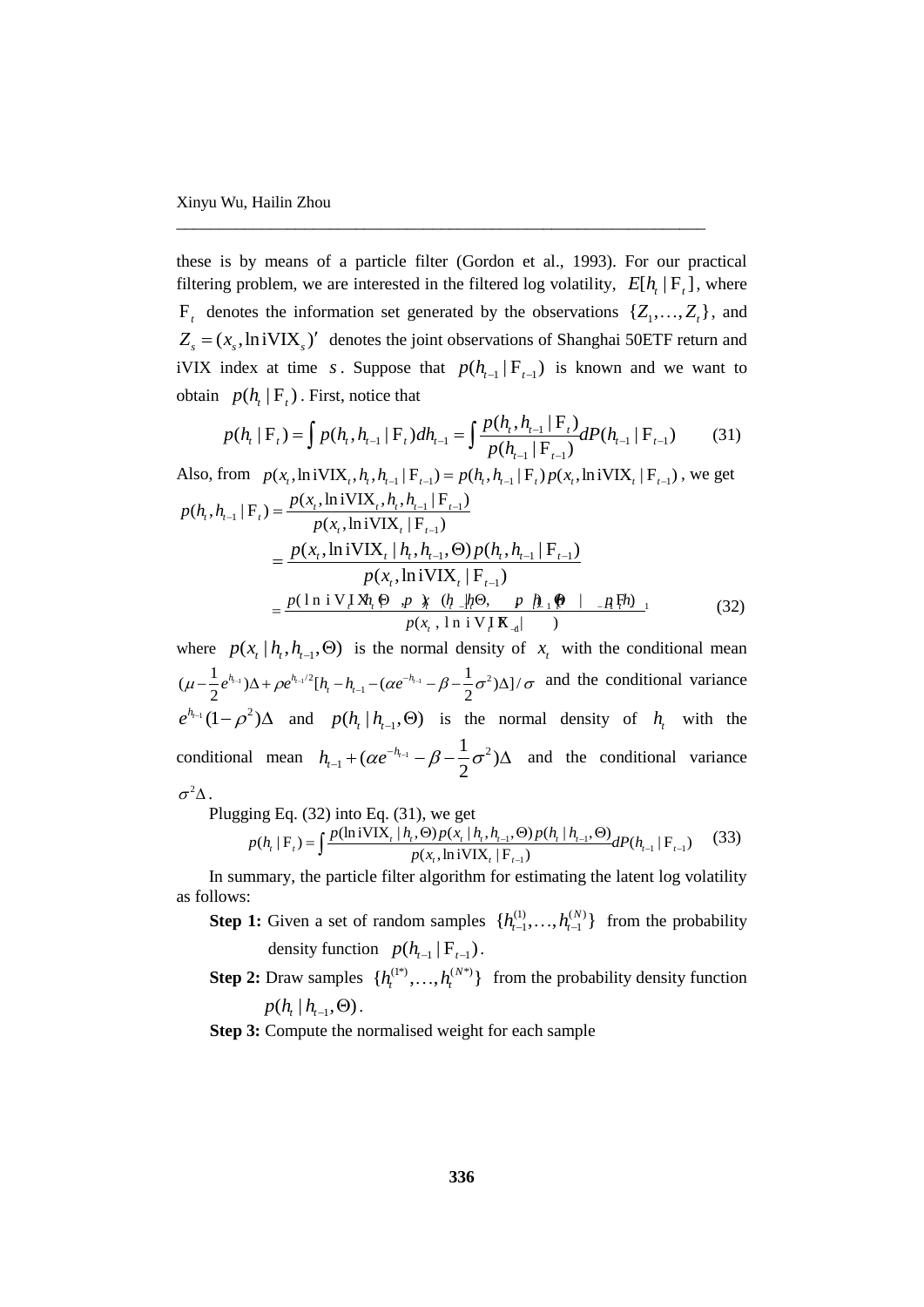these is by means of a particle filter (Gordon et al., 1993). For our practical filtering problem, we are interested in the filtered log volatility, $E[h_t \mid \mathrm{F}_t]$, where $\mathrm{F}_t$ denotes the information set generated by the observations $\{Z_1, \ldots, Z_t\}$, and $Z_s = (x_s, \ln \mathrm{iVIX}_s)'$ denotes the joint observations of Shanghai 50ETF return and iVIX index at time $s$. Suppose that $p(h_{t-1} \mid \mathrm{F}_{t-1})$ is known and we want to obtain $p(h_t \mid \mathrm{F}_t)$. First, notice that

$$p(h_t \mid \mathrm{F}_t) = \int p(h_t, h_{t-1} \mid \mathrm{F}_t) dh_{t-1} = \int \frac{p(h_t, h_{t-1} \mid \mathrm{F}_t)}{p(h_{t-1} \mid \mathrm{F}_{t-1})} dP(h_{t-1} \mid \mathrm{F}_{t-1}) \tag{31}$$

Also, from $p(x_t, \ln \mathrm{iVIX}_t, h_t, h_{t-1} \mid \mathrm{F}_{t-1}) = p(h_t, h_{t-1} \mid \mathrm{F}_t) p(x_t, \ln \mathrm{iVIX}_t \mid \mathrm{F}_{t-1})$, we get

$$\begin{aligned}
p(h_t, h_{t-1} \mid \mathrm{F}_t) &= \frac{p(x_t, \ln \mathrm{iVIX}_t, h_t, h_{t-1} \mid \mathrm{F}_{t-1})}{p(x_t, \ln \mathrm{iVIX}_t \mid \mathrm{F}_{t-1})} \\
&= \frac{p(x_t, \ln \mathrm{iVIX}_t \mid h_t, h_{t-1}, \Theta) p(h_t, h_{t-1} \mid \mathrm{F}_{t-1})}{p(x_t, \ln \mathrm{iVIX}_t \mid \mathrm{F}_{t-1})} \\
&= \frac{p(\ln \mathrm{iVIX}_t \mid h_t, \Theta) p(x_t \mid h_t, h_{t-1}, \Theta) p(h_t \mid h_{t-1}, \Theta) p(h_{t-1} \mid \mathrm{F}_{t-1})}{p(x_t, \ln \mathrm{iVIX}_t \mid \mathrm{F}_{t-1})}
\end{aligned} \tag{32}$$

where $p(x_t \mid h_t, h_{t-1}, \Theta)$ is the normal density of $x_t$ with the conditional mean $(\mu - \frac{1}{2} e^{h_{t-1}})\Delta + \rho e^{h_{t-1}/2}[h_t - h_{t-1} - (\alpha e^{-h_{t-1}} - \beta - \frac{1}{2}\sigma^2)\Delta]/\sigma$ and the conditional variance $e^{h_{t-1}}(1-\rho^2)\Delta$ and $p(h_t \mid h_{t-1}, \Theta)$ is the normal density of $h_t$ with the conditional mean $h_{t-1} + (\alpha e^{-h_{t-1}} - \beta - \frac{1}{2}\sigma^2)\Delta$ and the conditional variance $\sigma^2 \Delta$.

Plugging Eq. (32) into Eq. (31), we get

$$p(h_t \mid \mathrm{F}_t) = \int \frac{p(\ln \mathrm{iVIX}_t \mid h_t, \Theta) p(x_t \mid h_t, h_{t-1}, \Theta) p(h_t \mid h_{t-1}, \Theta)}{p(x_t, \ln \mathrm{iVIX}_t \mid \mathrm{F}_{t-1})} dP(h_{t-1} \mid \mathrm{F}_{t-1}) \tag{33}$$

In summary, the particle filter algorithm for estimating the latent log volatility as follows:

**Step 1:** Given a set of random samples $\{h_{t-1}^{(1)}, \ldots, h_{t-1}^{(N)}\}$ from the probability density function $p(h_{t-1} \mid \mathrm{F}_{t-1})$.

**Step 2:** Draw samples $\{h_t^{(1*)}, \ldots, h_t^{(N*)}\}$ from the probability density function $p(h_t \mid h_{t-1}, \Theta)$.

**Step 3:** Compute the normalised weight for each sample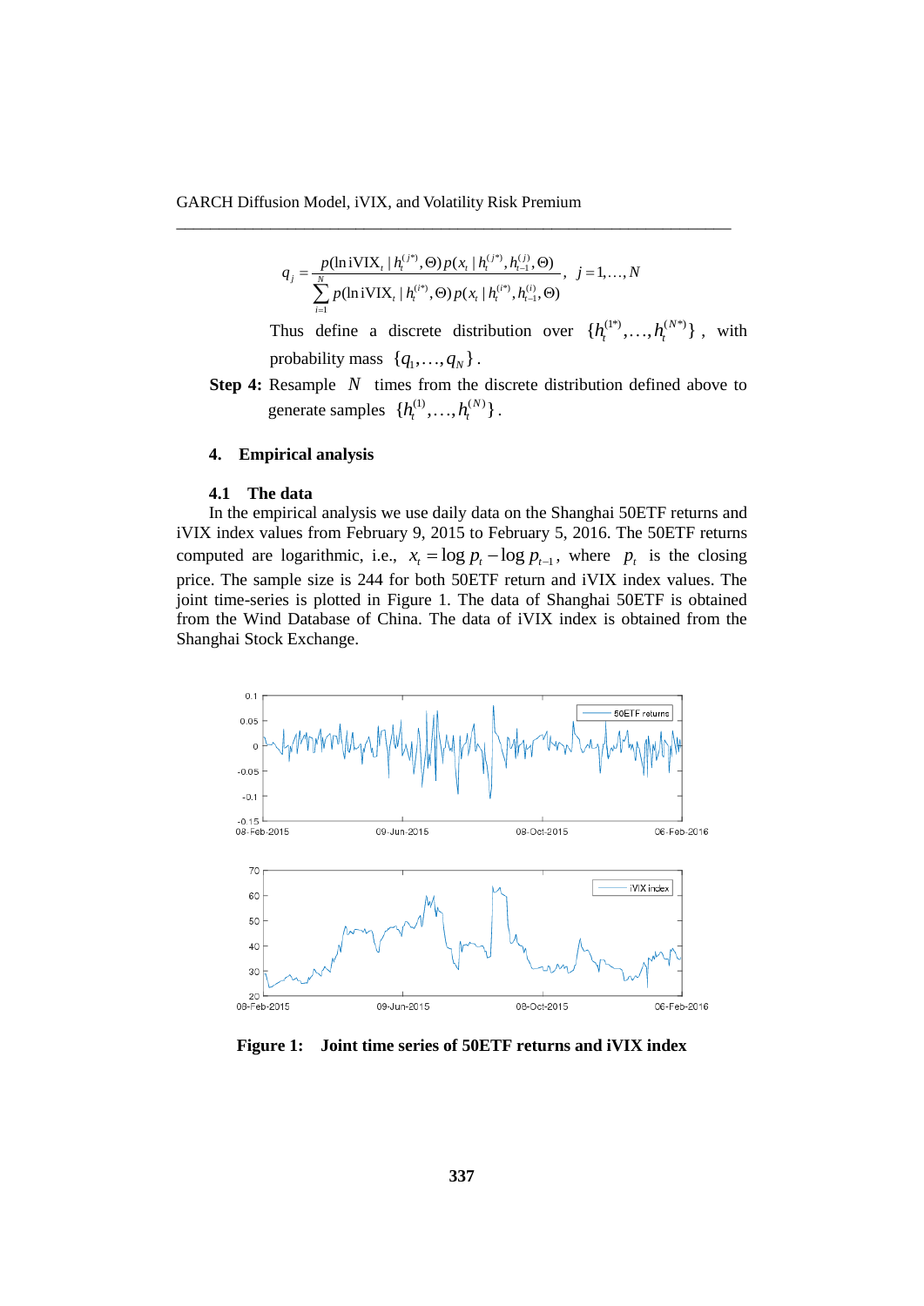$$q_j = \frac{p(\ln \text{iVIX}_t \mid h_t^{(j*)}, \Theta)\, p(x_t \mid h_t^{(j*)}, h_{t-1}^{(j)}, \Theta)}{\sum_{i=1}^{N} p(\ln \text{iVIX}_t \mid h_t^{(i*)}, \Theta)\, p(x_t \mid h_t^{(i*)}, h_{t-1}^{(i)}, \Theta)}, \quad j = 1, \ldots, N$$

Thus define a discrete distribution over $\{h_t^{(1*)}, \ldots, h_t^{(N*)}\}$, with probability mass $\{q_1, \ldots, q_N\}$.

**Step 4:** Resample $N$ times from the discrete distribution defined above to generate samples $\{h_t^{(1)}, \ldots, h_t^{(N)}\}$.

## 4. Empirical analysis

### 4.1 The data

In the empirical analysis we use daily data on the Shanghai 50ETF returns and iVIX index values from February 9, 2015 to February 5, 2016. The 50ETF returns computed are logarithmic, i.e., $x_t = \log p_t - \log p_{t-1}$, where $p_t$ is the closing price. The sample size is 244 for both 50ETF return and iVIX index values. The joint time-series is plotted in Figure 1. The data of Shanghai 50ETF is obtained from the Wind Database of China. The data of iVIX index is obtained from the Shanghai Stock Exchange.

**Figure 1: Joint time series of 50ETF returns and iVIX index**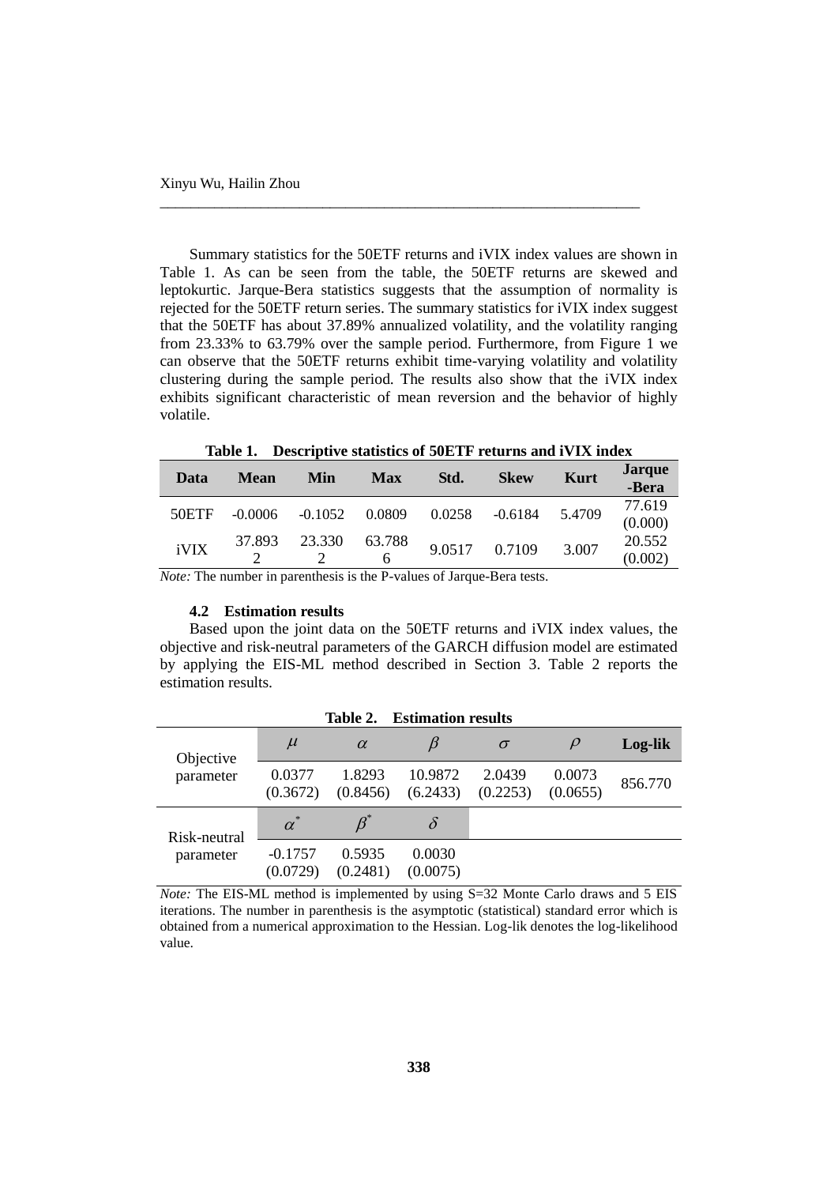Summary statistics for the 50ETF returns and iVIX index values are shown in Table 1. As can be seen from the table, the 50ETF returns are skewed and leptokurtic. Jarque-Bera statistics suggests that the assumption of normality is rejected for the 50ETF return series. The summary statistics for iVIX index suggest that the 50ETF has about 37.89% annualized volatility, and the volatility ranging from 23.33% to 63.79% over the sample period. Furthermore, from Figure 1 we can observe that the 50ETF returns exhibit time-varying volatility and volatility clustering during the sample period. The results also show that the iVIX index exhibits significant characteristic of mean reversion and the behavior of highly volatile.

**Table 1. Descriptive statistics of 50ETF returns and iVIX index**

| Data | Mean | Min | Max | Std. | Skew | Kurt | Jarque-Bera |
|---|---|---|---|---|---|---|---|
| 50ETF | -0.0006 | -0.1052 | 0.0809 | 0.0258 | -0.6184 | 5.4709 | 77.619 (0.000) |
| iVIX | 37.8932 | 23.3302 | 63.7886 | 9.0517 | 0.7109 | 3.007 | 20.552 (0.002) |

*Note:* The number in parenthesis is the P-values of Jarque-Bera tests.

### 4.2 Estimation results

Based upon the joint data on the 50ETF returns and iVIX index values, the objective and risk-neutral parameters of the GARCH diffusion model are estimated by applying the EIS-ML method described in Section 3. Table 2 reports the estimation results.

**Table 2. Estimation results**

| | $\mu$ | $\alpha$ | $\beta$ | $\sigma$ | $\rho$ | Log-lik |
|---|---|---|---|---|---|---|
| Objective parameter | 0.0377 (0.3672) | 1.8293 (0.8456) | 10.9872 (6.2433) | 2.0439 (0.2253) | 0.0073 (0.0655) | 856.770 |
| | $\alpha^*$ | $\beta^*$ | $\delta$ | | | |
| Risk-neutral parameter | -0.1757 (0.0729) | 0.5935 (0.2481) | 0.0030 (0.0075) | | | |

*Note:* The EIS-ML method is implemented by using S=32 Monte Carlo draws and 5 EIS iterations. The number in parenthesis is the asymptotic (statistical) standard error which is obtained from a numerical approximation to the Hessian. Log-lik denotes the log-likelihood value.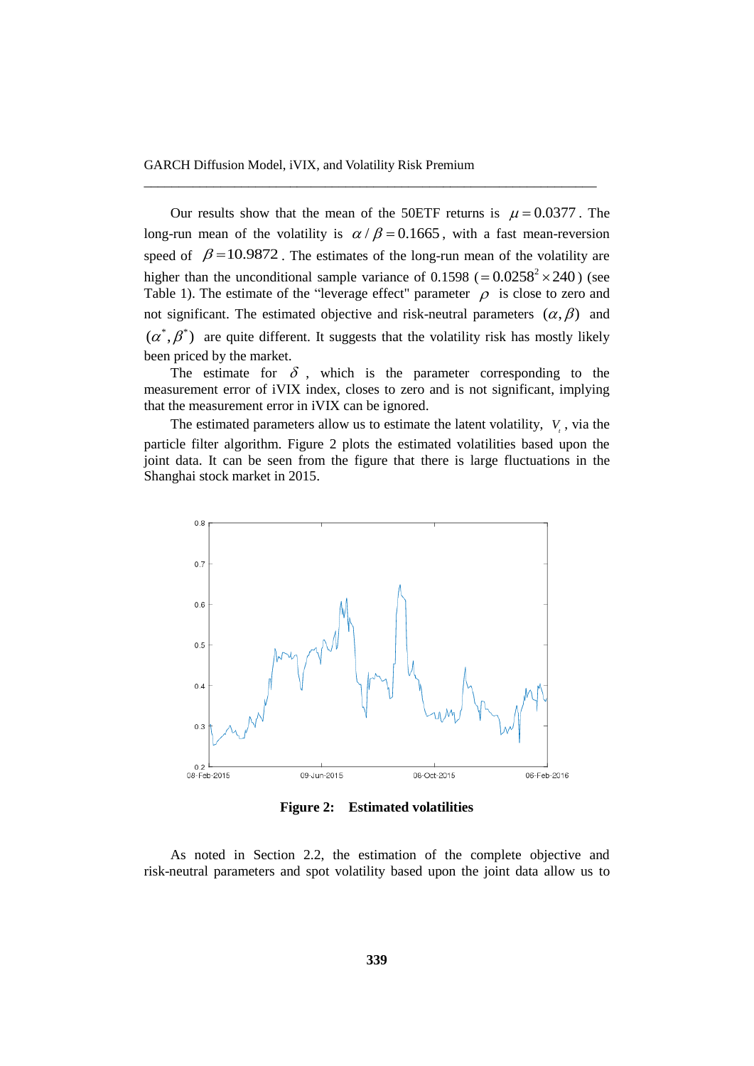Our results show that the mean of the 50ETF returns is $\mu = 0.0377$. The long-run mean of the volatility is $\alpha / \beta = 0.1665$, with a fast mean-reversion speed of $\beta = 10.9872$. The estimates of the long-run mean of the volatility are higher than the unconditional sample variance of 0.1598 ($= 0.0258^2 \times 240$) (see Table 1). The estimate of the "leverage effect" parameter $\rho$ is close to zero and not significant. The estimated objective and risk-neutral parameters $(\alpha, \beta)$ and $(\alpha^*, \beta^*)$ are quite different. It suggests that the volatility risk has mostly likely been priced by the market.

The estimate for $\delta$, which is the parameter corresponding to the measurement error of iVIX index, closes to zero and is not significant, implying that the measurement error in iVIX can be ignored.

The estimated parameters allow us to estimate the latent volatility, $V_t$, via the particle filter algorithm. Figure 2 plots the estimated volatilities based upon the joint data. It can be seen from the figure that there is large fluctuations in the Shanghai stock market in 2015.

**Figure 2: Estimated volatilities**

As noted in Section 2.2, the estimation of the complete objective and risk-neutral parameters and spot volatility based upon the joint data allow us to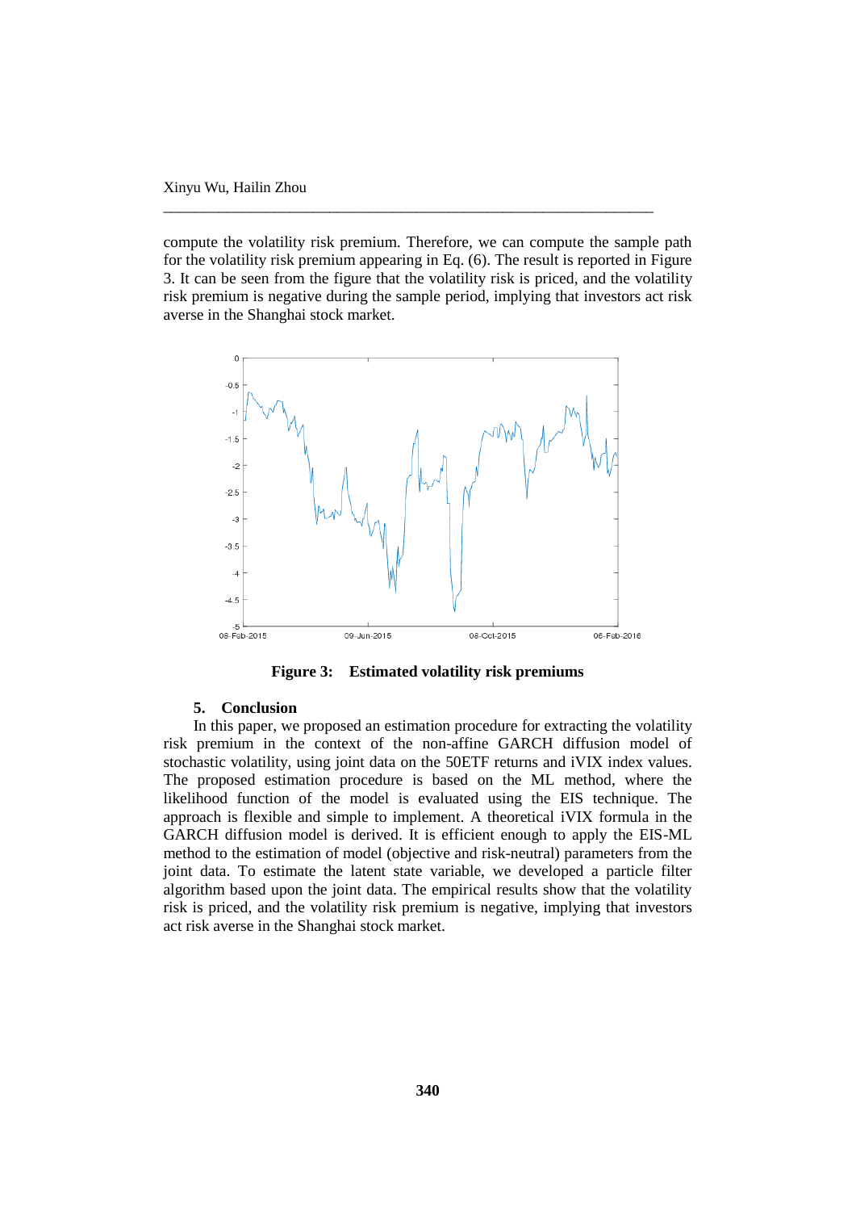compute the volatility risk premium. Therefore, we can compute the sample path for the volatility risk premium appearing in Eq. (6). The result is reported in Figure 3. It can be seen from the figure that the volatility risk is priced, and the volatility risk premium is negative during the sample period, implying that investors act risk averse in the Shanghai stock market.

**Figure 3: Estimated volatility risk premiums**

## 5. Conclusion

In this paper, we proposed an estimation procedure for extracting the volatility risk premium in the context of the non-affine GARCH diffusion model of stochastic volatility, using joint data on the 50ETF returns and iVIX index values. The proposed estimation procedure is based on the ML method, where the likelihood function of the model is evaluated using the EIS technique. The approach is flexible and simple to implement. A theoretical iVIX formula in the GARCH diffusion model is derived. It is efficient enough to apply the EIS-ML method to the estimation of model (objective and risk-neutral) parameters from the joint data. To estimate the latent state variable, we developed a particle filter algorithm based upon the joint data. The empirical results show that the volatility risk is priced, and the volatility risk premium is negative, implying that investors act risk averse in the Shanghai stock market.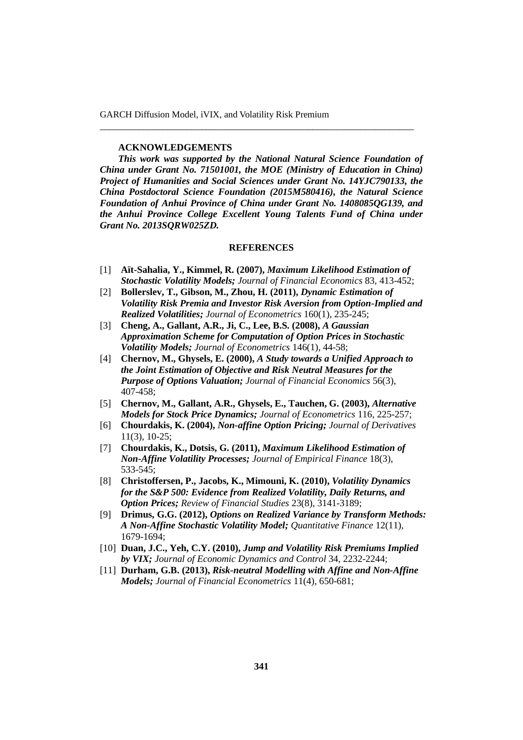## ACKNOWLEDGEMENTS

***This work was supported by the National Natural Science Foundation of China under Grant No. 71501001, the MOE (Ministry of Education in China) Project of Humanities and Social Sciences under Grant No. 14YJC790133, the China Postdoctoral Science Foundation (2015M580416), the Natural Science Foundation of Anhui Province of China under Grant No. 1408085QG139, and the Anhui Province College Excellent Young Talents Fund of China under Grant No. 2013SQRW025ZD.***

## REFERENCES

[1] **Aït-Sahalia, Y., Kimmel, R. (2007),** ***Maximum Likelihood Estimation of Stochastic Volatility Models;*** *Journal of Financial Economics* 83, 413-452;

[2] **Bollerslev, T., Gibson, M., Zhou, H. (2011),** ***Dynamic Estimation of Volatility Risk Premia and Investor Risk Aversion from Option-Implied and Realized Volatilities;*** *Journal of Econometrics* 160(1), 235-245;

[3] **Cheng, A., Gallant, A.R., Ji, C., Lee, B.S. (2008),** ***A Gaussian Approximation Scheme for Computation of Option Prices in Stochastic Volatility Models;*** *Journal of Econometrics* 146(1), 44-58;

[4] **Chernov, M., Ghysels, E. (2000),** ***A Study towards a Unified Approach to the Joint Estimation of Objective and Risk Neutral Measures for the Purpose of Options Valuation;*** *Journal of Financial Economics* 56(3), 407-458;

[5] **Chernov, M., Gallant, A.R., Ghysels, E., Tauchen, G. (2003),** ***Alternative Models for Stock Price Dynamics;*** *Journal of Econometrics* 116, 225-257;

[6] **Chourdakis, K. (2004),** ***Non-affine Option Pricing;*** *Journal of Derivatives* 11(3), 10-25;

[7] **Chourdakis, K., Dotsis, G. (2011),** ***Maximum Likelihood Estimation of Non-Affine Volatility Processes;*** *Journal of Empirical Finance* 18(3), 533-545;

[8] **Christoffersen, P., Jacobs, K., Mimouni, K. (2010),** ***Volatility Dynamics for the S&P 500: Evidence from Realized Volatility, Daily Returns, and Option Prices;*** *Review of Financial Studies* 23(8), 3141-3189;

[9] **Drimus, G.G. (2012),** ***Options on Realized Variance by Transform Methods: A Non-Affine Stochastic Volatility Model;*** *Quantitative Finance* 12(11), 1679-1694;

[10] **Duan, J.C., Yeh, C.Y. (2010),** ***Jump and Volatility Risk Premiums Implied by VIX;*** *Journal of Economic Dynamics and Control* 34, 2232-2244;

[11] **Durham, G.B. (2013),** ***Risk-neutral Modelling with Affine and Non-Affine Models;*** *Journal of Financial Econometrics* 11(4), 650-681;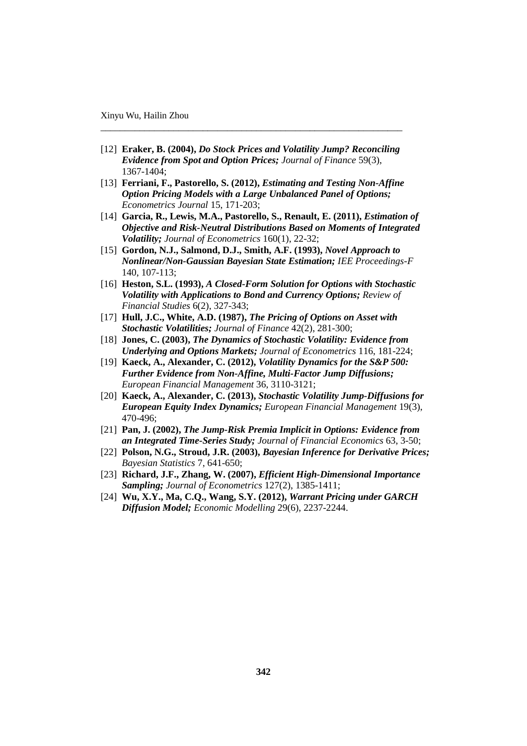[12] **Eraker, B. (2004),** ***Do Stock Prices and Volatility Jump? Reconciling Evidence from Spot and Option Prices;*** *Journal of Finance* 59(3), 1367-1404;

[13] **Ferriani, F., Pastorello, S. (2012),** ***Estimating and Testing Non-Affine Option Pricing Models with a Large Unbalanced Panel of Options;*** *Econometrics Journal* 15, 171-203;

[14] **Garcia, R., Lewis, M.A., Pastorello, S., Renault, E. (2011),** ***Estimation of Objective and Risk-Neutral Distributions Based on Moments of Integrated Volatility;*** *Journal of Econometrics* 160(1), 22-32;

[15] **Gordon, N.J., Salmond, D.J., Smith, A.F. (1993),** ***Novel Approach to Nonlinear/Non-Gaussian Bayesian State Estimation;*** *IEE Proceedings-F* 140, 107-113;

[16] **Heston, S.L. (1993),** ***A Closed-Form Solution for Options with Stochastic Volatility with Applications to Bond and Currency Options;*** *Review of Financial Studies* 6(2), 327-343;

[17] **Hull, J.C., White, A.D. (1987),** ***The Pricing of Options on Asset with Stochastic Volatilities;*** *Journal of Finance* 42(2), 281-300;

[18] **Jones, C. (2003),** ***The Dynamics of Stochastic Volatility: Evidence from Underlying and Options Markets;*** *Journal of Econometrics* 116, 181-224;

[19] **Kaeck, A., Alexander, C. (2012),** ***Volatility Dynamics for the S&P 500: Further Evidence from Non-Affine, Multi-Factor Jump Diffusions;*** *European Financial Management* 36, 3110-3121;

[20] **Kaeck, A., Alexander, C. (2013),** ***Stochastic Volatility Jump-Diffusions for European Equity Index Dynamics;*** *European Financial Management* 19(3), 470-496;

[21] **Pan, J. (2002),** ***The Jump-Risk Premia Implicit in Options: Evidence from an Integrated Time-Series Study;*** *Journal of Financial Economics* 63, 3-50;

[22] **Polson, N.G., Stroud, J.R. (2003),** ***Bayesian Inference for Derivative Prices;*** *Bayesian Statistics* 7, 641-650;

[23] **Richard, J.F., Zhang, W. (2007),** ***Efficient High-Dimensional Importance Sampling;*** *Journal of Econometrics* 127(2), 1385-1411;

[24] **Wu, X.Y., Ma, C.Q., Wang, S.Y. (2012),** ***Warrant Pricing under GARCH Diffusion Model;*** *Economic Modelling* 29(6), 2237-2244.